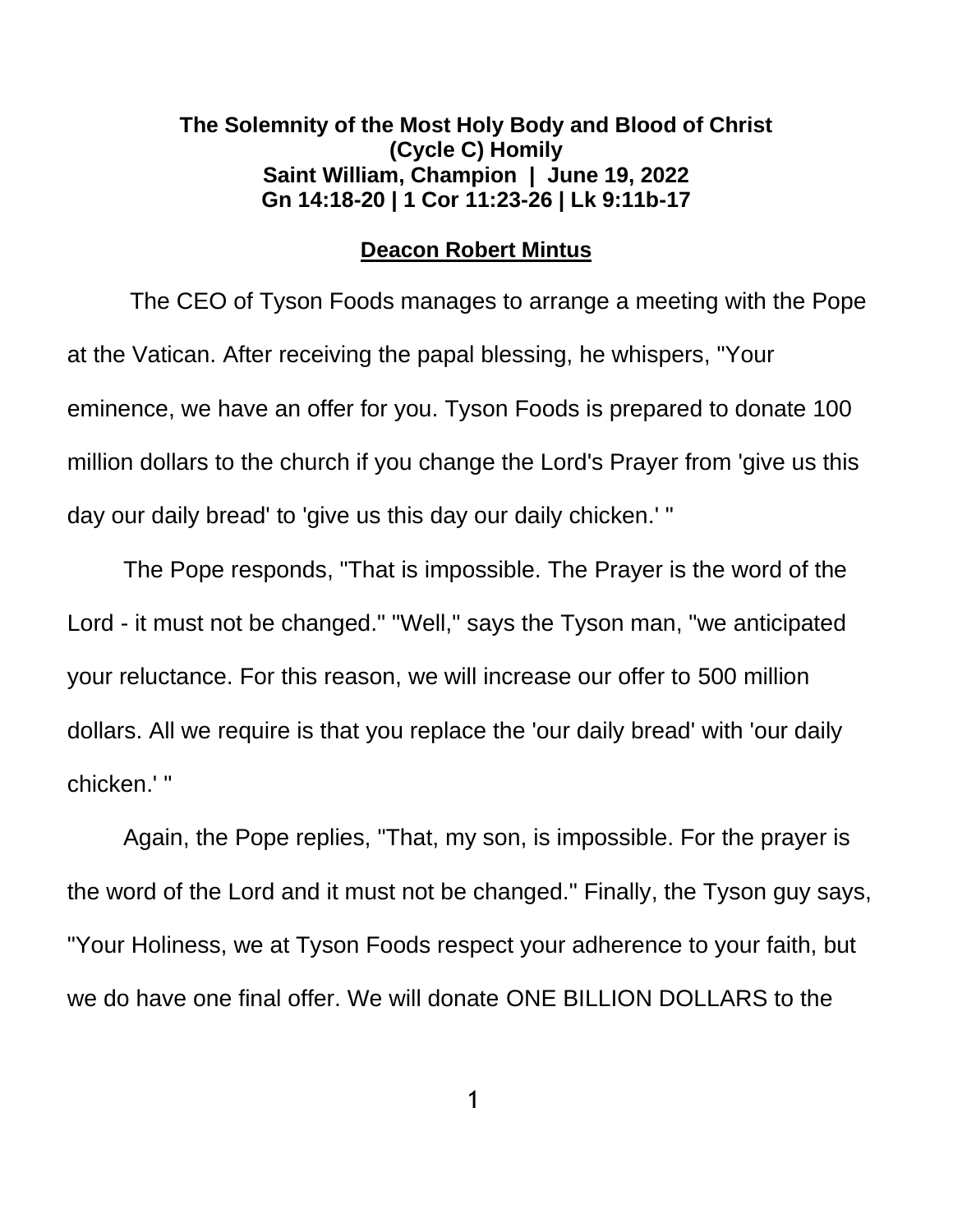**The Solemnity of the Most Holy Body and Blood of Christ (Cycle C) Homily**
**Saint William, Champion | June 19, 2022**
**Gn 14:18-20 | 1 Cor 11:23-26 | Lk 9:11b-17**

**Deacon Robert Mintus**

The CEO of Tyson Foods manages to arrange a meeting with the Pope at the Vatican. After receiving the papal blessing, he whispers, "Your eminence, we have an offer for you. Tyson Foods is prepared to donate 100 million dollars to the church if you change the Lord's Prayer from 'give us this day our daily bread' to 'give us this day our daily chicken.' "

The Pope responds, "That is impossible. The Prayer is the word of the Lord - it must not be changed." "Well," says the Tyson man, "we anticipated your reluctance. For this reason, we will increase our offer to 500 million dollars. All we require is that you replace the 'our daily bread' with 'our daily chicken.' "

Again, the Pope replies, "That, my son, is impossible. For the prayer is the word of the Lord and it must not be changed." Finally, the Tyson guy says, "Your Holiness, we at Tyson Foods respect your adherence to your faith, but we do have one final offer. We will donate ONE BILLION DOLLARS to the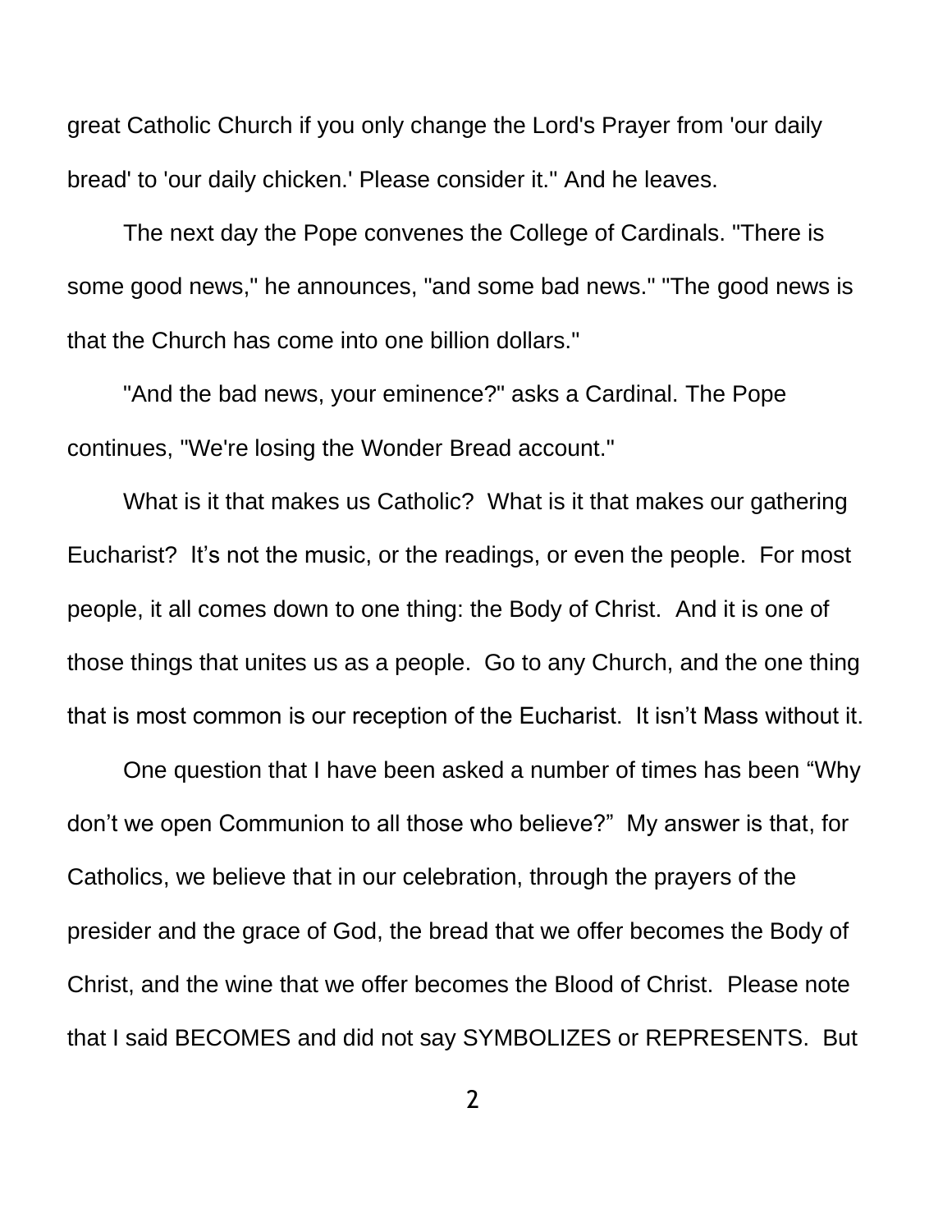great Catholic Church if you only change the Lord's Prayer from 'our daily bread' to 'our daily chicken.' Please consider it." And he leaves.

The next day the Pope convenes the College of Cardinals. "There is some good news," he announces, "and some bad news." "The good news is that the Church has come into one billion dollars."

"And the bad news, your eminence?" asks a Cardinal. The Pope continues, "We're losing the Wonder Bread account."

What is it that makes us Catholic? What is it that makes our gathering Eucharist? It's not the music, or the readings, or even the people. For most people, it all comes down to one thing: the Body of Christ. And it is one of those things that unites us as a people. Go to any Church, and the one thing that is most common is our reception of the Eucharist. It isn't Mass without it.

One question that I have been asked a number of times has been "Why don't we open Communion to all those who believe?" My answer is that, for Catholics, we believe that in our celebration, through the prayers of the presider and the grace of God, the bread that we offer becomes the Body of Christ, and the wine that we offer becomes the Blood of Christ. Please note that I said BECOMES and did not say SYMBOLIZES or REPRESENTS. But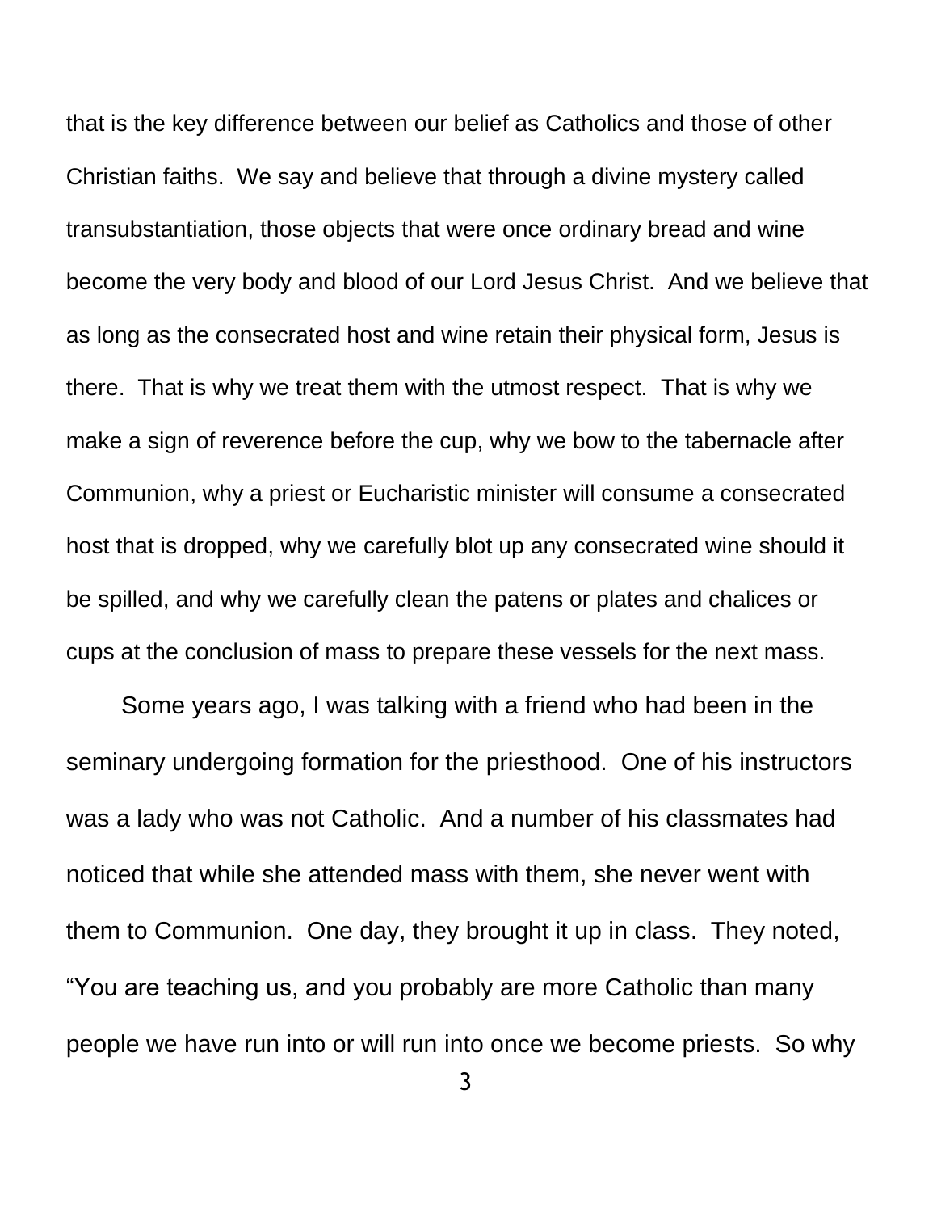that is the key difference between our belief as Catholics and those of other Christian faiths. We say and believe that through a divine mystery called transubstantiation, those objects that were once ordinary bread and wine become the very body and blood of our Lord Jesus Christ. And we believe that as long as the consecrated host and wine retain their physical form, Jesus is there. That is why we treat them with the utmost respect. That is why we make a sign of reverence before the cup, why we bow to the tabernacle after Communion, why a priest or Eucharistic minister will consume a consecrated host that is dropped, why we carefully blot up any consecrated wine should it be spilled, and why we carefully clean the patens or plates and chalices or cups at the conclusion of mass to prepare these vessels for the next mass.

Some years ago, I was talking with a friend who had been in the seminary undergoing formation for the priesthood. One of his instructors was a lady who was not Catholic. And a number of his classmates had noticed that while she attended mass with them, she never went with them to Communion. One day, they brought it up in class. They noted, "You are teaching us, and you probably are more Catholic than many people we have run into or will run into once we become priests. So why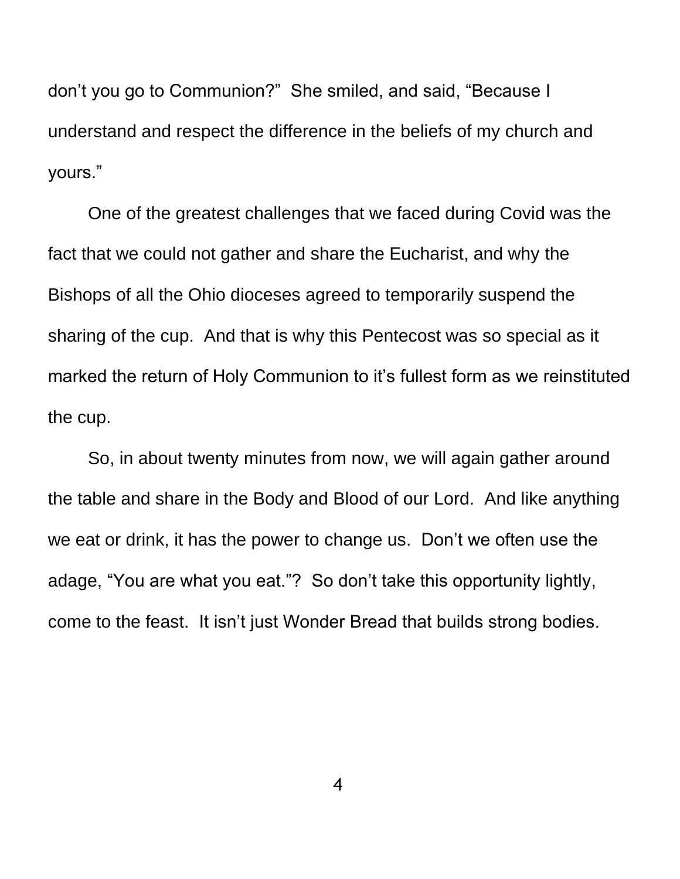don’t you go to Communion?” She smiled, and said, “Because I understand and respect the difference in the beliefs of my church and yours.”

One of the greatest challenges that we faced during Covid was the fact that we could not gather and share the Eucharist, and why the Bishops of all the Ohio dioceses agreed to temporarily suspend the sharing of the cup. And that is why this Pentecost was so special as it marked the return of Holy Communion to it’s fullest form as we reinstituted the cup.

So, in about twenty minutes from now, we will again gather around the table and share in the Body and Blood of our Lord. And like anything we eat or drink, it has the power to change us. Don’t we often use the adage, “You are what you eat.”? So don’t take this opportunity lightly, come to the feast. It isn’t just Wonder Bread that builds strong bodies.